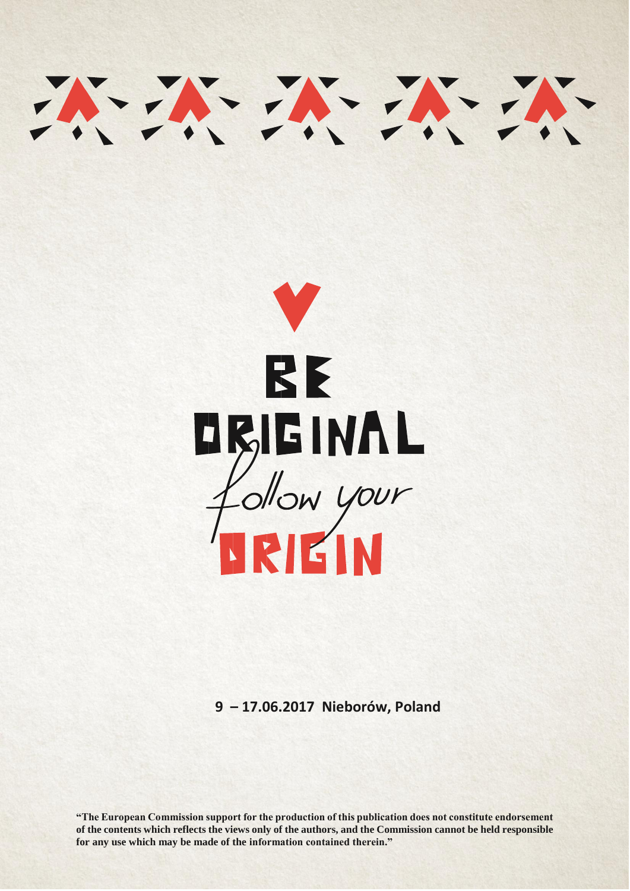# BE ORIGINAL

*follow your*

# ORIGIN

**9 – 17.06.2017 Nieborów, Poland**

**"The European Commission support for the production of this publication does not constitute endorsement of the contents which reflects the views only of the authors, and the Commission cannot be held responsible for any use which may be made of the information contained therein."**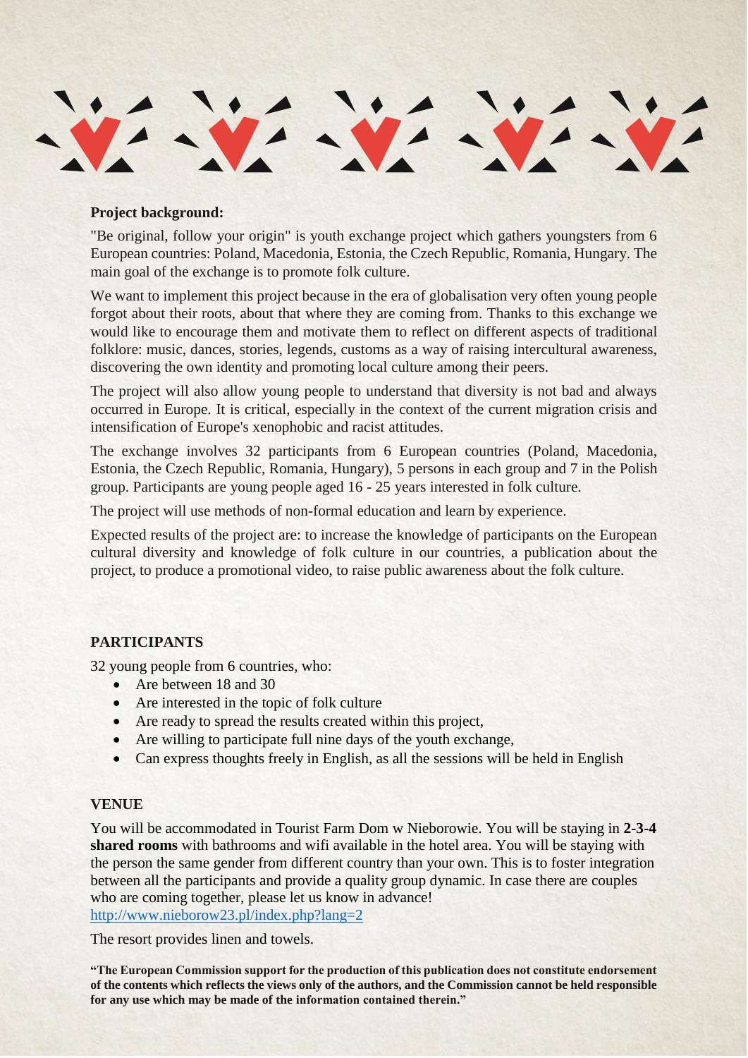**Project background:**

"Be original, follow your origin" is youth exchange project which gathers youngsters from 6 European countries: Poland, Macedonia, Estonia, the Czech Republic, Romania, Hungary. The main goal of the exchange is to promote folk culture.

We want to implement this project because in the era of globalisation very often young people forgot about their roots, about that where they are coming from. Thanks to this exchange we would like to encourage them and motivate them to reflect on different aspects of traditional folklore: music, dances, stories, legends, customs as a way of raising intercultural awareness, discovering the own identity and promoting local culture among their peers.

The project will also allow young people to understand that diversity is not bad and always occurred in Europe. It is critical, especially in the context of the current migration crisis and intensification of Europe's xenophobic and racist attitudes.

The exchange involves 32 participants from 6 European countries (Poland, Macedonia, Estonia, the Czech Republic, Romania, Hungary), 5 persons in each group and 7 in the Polish group. Participants are young people aged 16 - 25 years interested in folk culture.

The project will use methods of non-formal education and learn by experience.

Expected results of the project are: to increase the knowledge of participants on the European cultural diversity and knowledge of folk culture in our countries, a publication about the project, to produce a promotional video, to raise public awareness about the folk culture.

**PARTICIPANTS**

32 young people from 6 countries, who:

- Are between 18 and 30
- Are interested in the topic of folk culture
- Are ready to spread the results created within this project,
- Are willing to participate full nine days of the youth exchange,
- Can express thoughts freely in English, as all the sessions will be held in English

**VENUE**

You will be accommodated in Tourist Farm Dom w Nieborowie. You will be staying in **2-3-4 shared rooms** with bathrooms and wifi available in the hotel area. You will be staying with the person the same gender from different country than your own. This is to foster integration between all the participants and provide a quality group dynamic. In case there are couples who are coming together, please let us know in advance!
http://www.nieborow23.pl/index.php?lang=2

The resort provides linen and towels.

**"The European Commission support for the production of this publication does not constitute endorsement of the contents which reflects the views only of the authors, and the Commission cannot be held responsible for any use which may be made of the information contained therein."**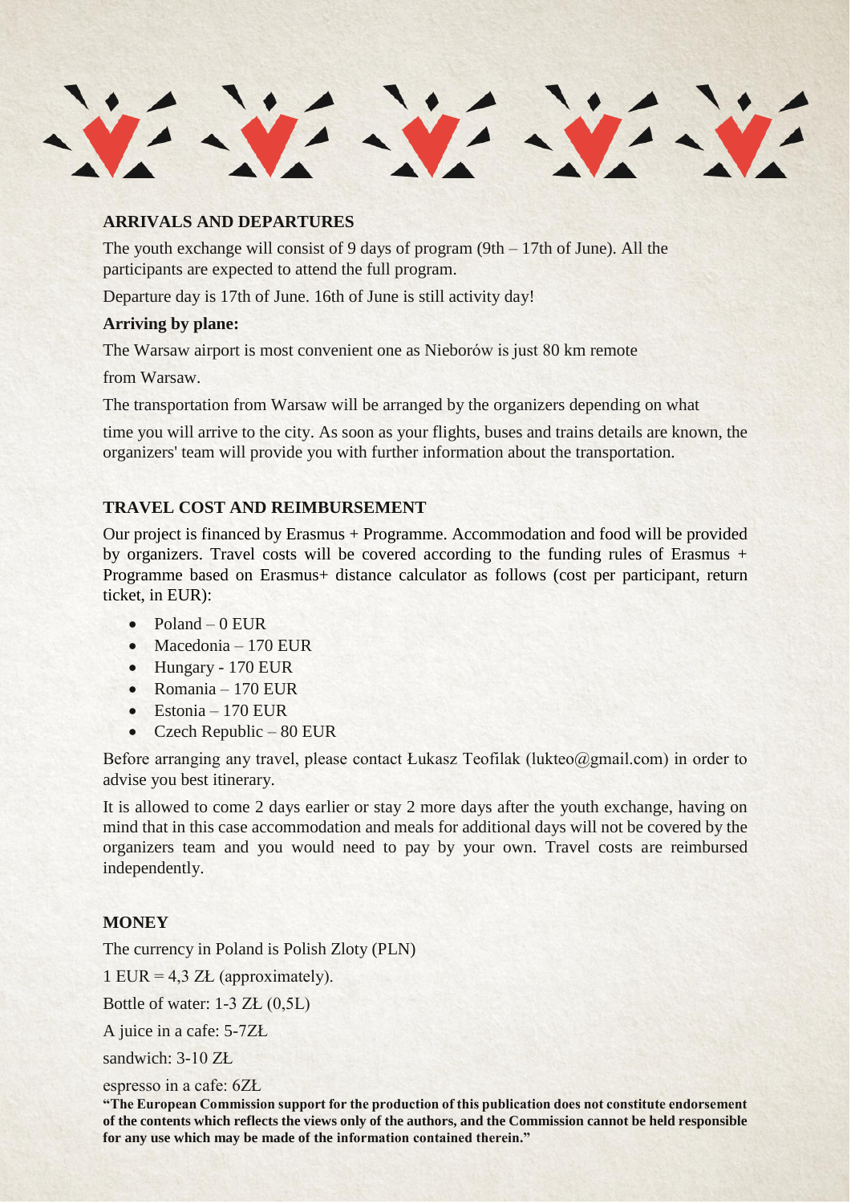## ARRIVALS AND DEPARTURES

The youth exchange will consist of 9 days of program (9th – 17th of June). All the participants are expected to attend the full program.

Departure day is 17th of June. 16th of June is still activity day!

**Arriving by plane:**

The Warsaw airport is most convenient one as Nieborów is just 80 km remote from Warsaw.

The transportation from Warsaw will be arranged by the organizers depending on what time you will arrive to the city. As soon as your flights, buses and trains details are known, the organizers' team will provide you with further information about the transportation.

## TRAVEL COST AND REIMBURSEMENT

Our project is financed by Erasmus + Programme. Accommodation and food will be provided by organizers. Travel costs will be covered according to the funding rules of Erasmus + Programme based on Erasmus+ distance calculator as follows (cost per participant, return ticket, in EUR):

- Poland – 0 EUR
- Macedonia – 170 EUR
- Hungary - 170 EUR
- Romania – 170 EUR
- Estonia – 170 EUR
- Czech Republic – 80 EUR

Before arranging any travel, please contact Łukasz Teofilak (lukteo@gmail.com) in order to advise you best itinerary.

It is allowed to come 2 days earlier or stay 2 more days after the youth exchange, having on mind that in this case accommodation and meals for additional days will not be covered by the organizers team and you would need to pay by your own. Travel costs are reimbursed independently.

## MONEY

The currency in Poland is Polish Zloty (PLN)

1 EUR = 4,3 ZŁ (approximately).

Bottle of water: 1-3 ZŁ (0,5L)

A juice in a cafe: 5-7ZŁ

sandwich: 3-10 ZŁ

espresso in a cafe: 6ZŁ

**"The European Commission support for the production of this publication does not constitute endorsement of the contents which reflects the views only of the authors, and the Commission cannot be held responsible for any use which may be made of the information contained therein."**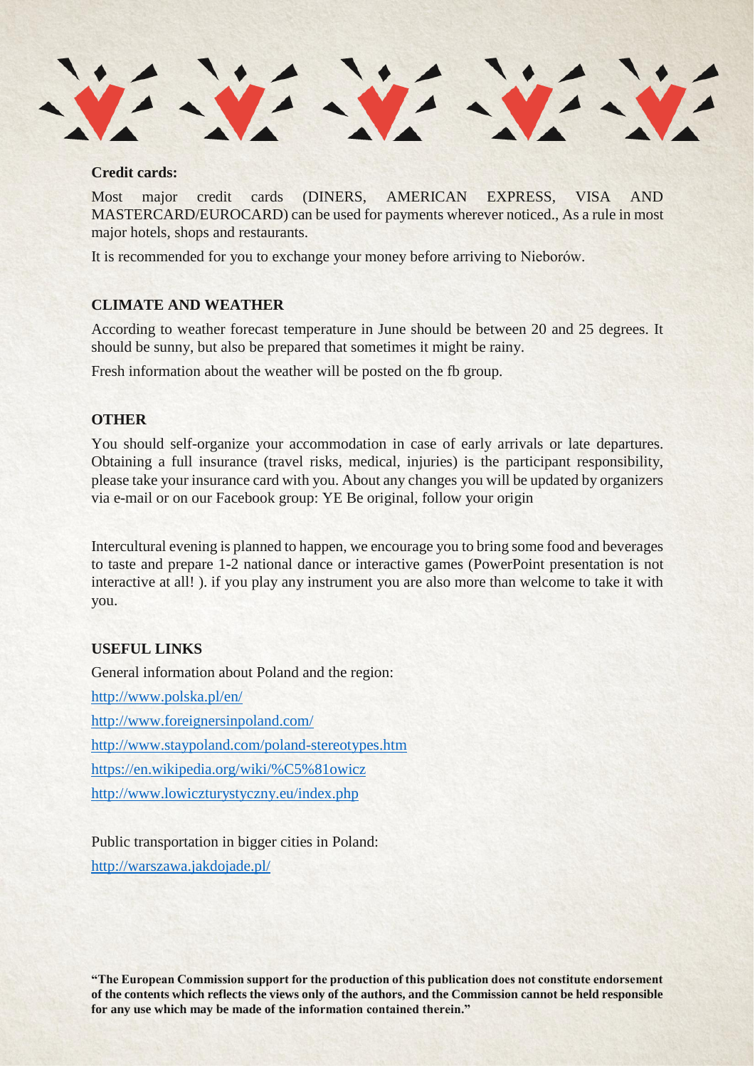**Credit cards:**

Most major credit cards (DINERS, AMERICAN EXPRESS, VISA AND MASTERCARD/EUROCARD) can be used for payments wherever noticed., As a rule in most major hotels, shops and restaurants.

It is recommended for you to exchange your money before arriving to Nieborów.

**CLIMATE AND WEATHER**

According to weather forecast temperature in June should be between 20 and 25 degrees. It should be sunny, but also be prepared that sometimes it might be rainy.

Fresh information about the weather will be posted on the fb group.

**OTHER**

You should self-organize your accommodation in case of early arrivals or late departures. Obtaining a full insurance (travel risks, medical, injuries) is the participant responsibility, please take your insurance card with you. About any changes you will be updated by organizers via e-mail or on our Facebook group: YE Be original, follow your origin

Intercultural evening is planned to happen, we encourage you to bring some food and beverages to taste and prepare 1-2 national dance or interactive games (PowerPoint presentation is not interactive at all! ). if you play any instrument you are also more than welcome to take it with you.

**USEFUL LINKS**

General information about Poland and the region:

http://www.polska.pl/en/

http://www.foreignersinpoland.com/

http://www.staypoland.com/poland-stereotypes.htm

https://en.wikipedia.org/wiki/%C5%81owicz

http://www.lowiczturystyczny.eu/index.php

Public transportation in bigger cities in Poland:

http://warszawa.jakdojade.pl/

**"The European Commission support for the production of this publication does not constitute endorsement of the contents which reflects the views only of the authors, and the Commission cannot be held responsible for any use which may be made of the information contained therein."**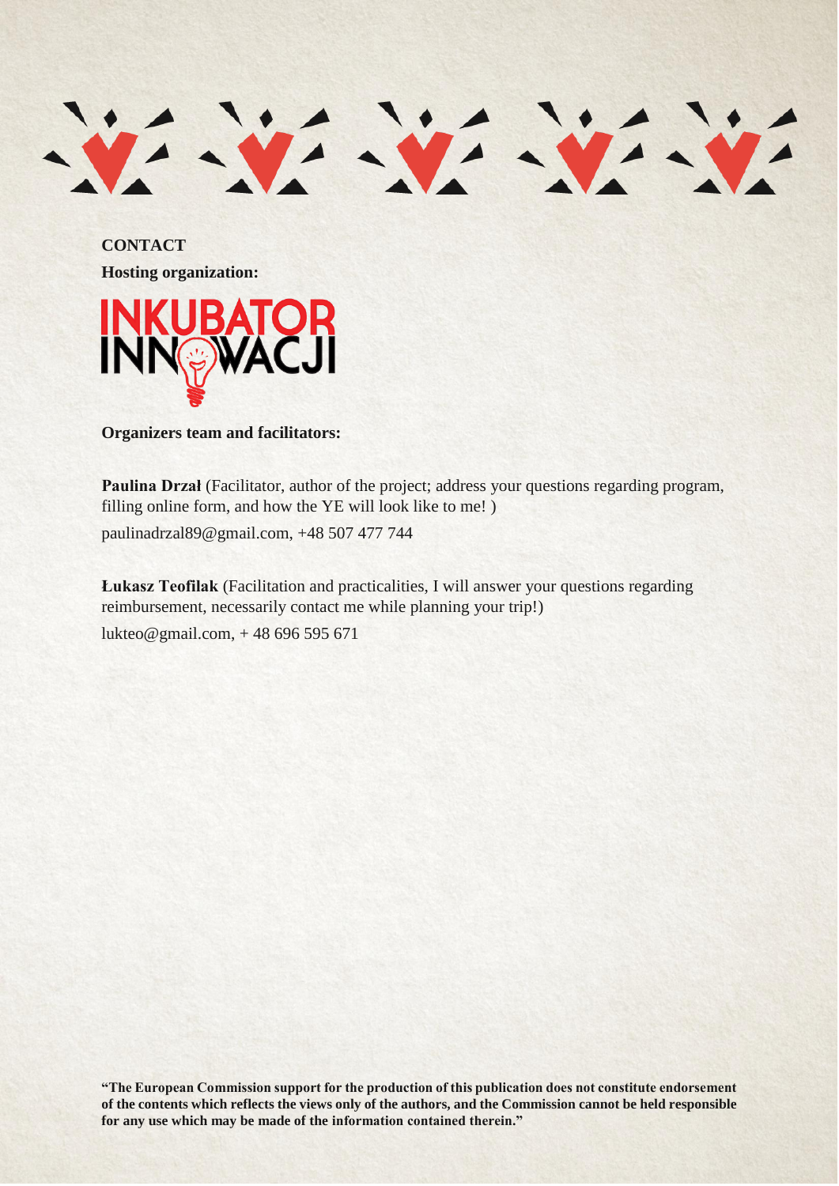**CONTACT**

**Hosting organization:**

INKUBATOR INNOWACJI

**Organizers team and facilitators:**

**Paulina Drzał** (Facilitator, author of the project; address your questions regarding program, filling online form, and how the YE will look like to me! )

paulinadrzal89@gmail.com, +48 507 477 744

**Łukasz Teofilak** (Facilitation and practicalities, I will answer your questions regarding reimbursement, necessarily contact me while planning your trip!)

lukteo@gmail.com, + 48 696 595 671

**"The European Commission support for the production of this publication does not constitute endorsement of the contents which reflects the views only of the authors, and the Commission cannot be held responsible for any use which may be made of the information contained therein."**